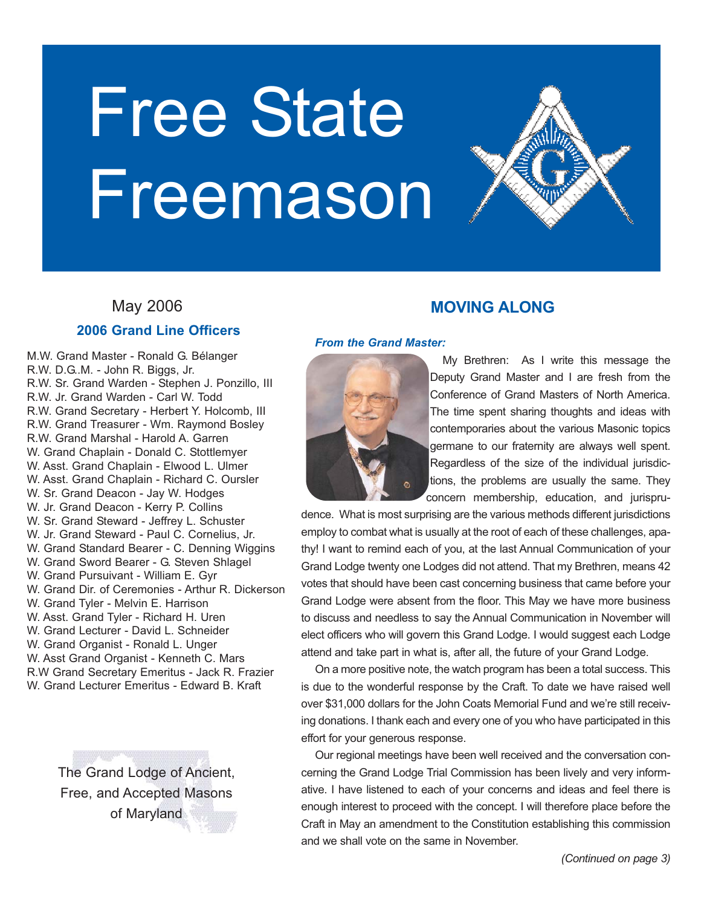# Free State Freemason

May 2006

## 2006 Grand Line Officers

M.W. Grand Master - Ronald G. Bélanger
R.W. D.G..M. - John R. Biggs, Jr.
R.W. Sr. Grand Warden - Stephen J. Ponzillo, III
R.W. Jr. Grand Warden - Carl W. Todd
R.W. Grand Secretary - Herbert Y. Holcomb, III
R.W. Grand Treasurer - Wm. Raymond Bosley
R.W. Grand Marshal - Harold A. Garren
W. Grand Chaplain - Donald C. Stottlemyer
W. Asst. Grand Chaplain - Elwood L. Ulmer
W. Asst. Grand Chaplain - Richard C. Oursler
W. Sr. Grand Deacon - Jay W. Hodges
W. Jr. Grand Deacon - Kerry P. Collins
W. Sr. Grand Steward - Jeffrey L. Schuster
W. Jr. Grand Steward - Paul C. Cornelius, Jr.
W. Grand Standard Bearer - C. Denning Wiggins
W. Grand Sword Bearer - G. Steven Shlagel
W. Grand Pursuivant - William E. Gyr
W. Grand Dir. of Ceremonies - Arthur R. Dickerson
W. Grand Tyler - Melvin E. Harrison
W. Asst. Grand Tyler - Richard H. Uren
W. Grand Lecturer - David L. Schneider
W. Grand Organist - Ronald L. Unger
W. Asst Grand Organist - Kenneth C. Mars
R.W Grand Secretary Emeritus - Jack R. Frazier
W. Grand Lecturer Emeritus - Edward B. Kraft

The Grand Lodge of Ancient, Free, and Accepted Masons of Maryland

## MOVING ALONG

***From the Grand Master:***

My Brethren: As I write this message the Deputy Grand Master and I are fresh from the Conference of Grand Masters of North America. The time spent sharing thoughts and ideas with contemporaries about the various Masonic topics germane to our fraternity are always well spent. Regardless of the size of the individual jurisdictions, the problems are usually the same. They concern membership, education, and jurisprudence. What is most surprising are the various methods different jurisdictions employ to combat what is usually at the root of each of these challenges, apathy! I want to remind each of you, at the last Annual Communication of your Grand Lodge twenty one Lodges did not attend. That my Brethren, means 42 votes that should have been cast concerning business that came before your Grand Lodge were absent from the floor. This May we have more business to discuss and needless to say the Annual Communication in November will elect officers who will govern this Grand Lodge. I would suggest each Lodge attend and take part in what is, after all, the future of your Grand Lodge.

On a more positive note, the watch program has been a total success. This is due to the wonderful response by the Craft. To date we have raised well over $31,000 dollars for the John Coats Memorial Fund and we're still receiving donations. I thank each and every one of you who have participated in this effort for your generous response.

Our regional meetings have been well received and the conversation concerning the Grand Lodge Trial Commission has been lively and very informative. I have listened to each of your concerns and ideas and feel there is enough interest to proceed with the concept. I will therefore place before the Craft in May an amendment to the Constitution establishing this commission and we shall vote on the same in November.

*(Continued on page 3)*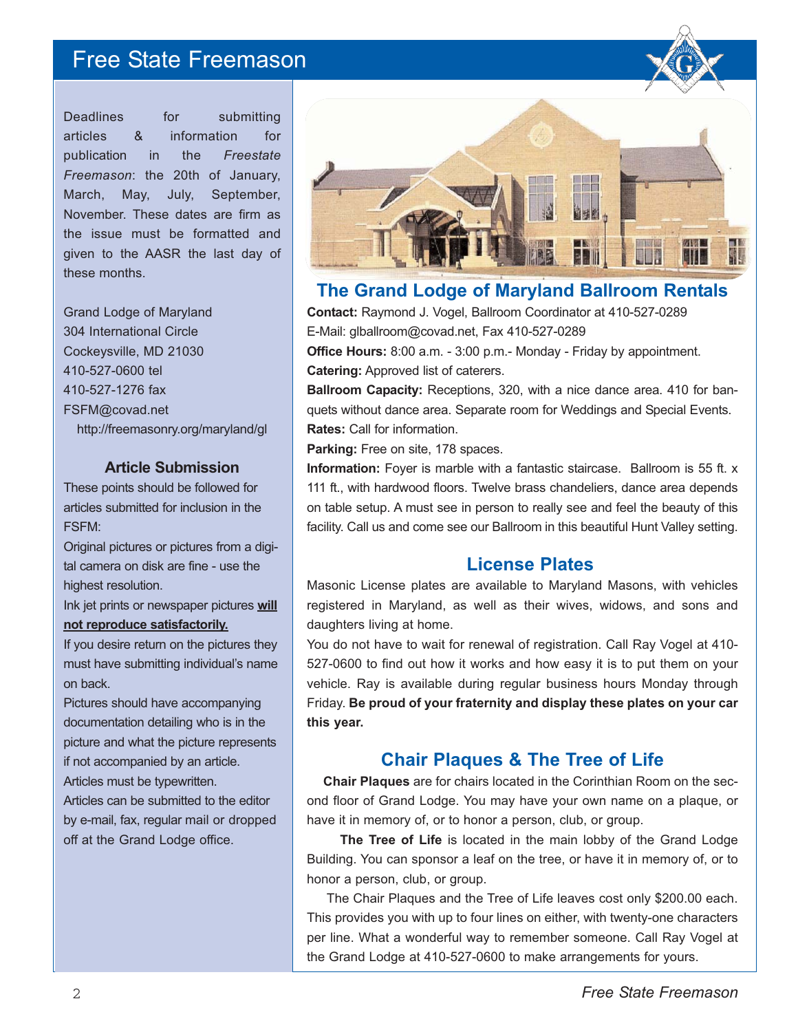Deadlines for submitting articles & information for publication in the *Freestate Freemason*: the 20th of January, March, May, July, September, November. These dates are firm as the issue must be formatted and given to the AASR the last day of these months.

Grand Lodge of Maryland
304 International Circle
Cockeysville, MD 21030
410-527-0600 tel
410-527-1276 fax
FSFM@covad.net
http://freemasonry.org/maryland/gl

### Article Submission

These points should be followed for articles submitted for inclusion in the FSFM:

Original pictures or pictures from a digital camera on disk are fine - use the highest resolution.

Ink jet prints or newspaper pictures **will not reproduce satisfactorily.**

If you desire return on the pictures they must have submitting individual's name on back.

Pictures should have accompanying documentation detailing who is in the picture and what the picture represents if not accompanied by an article.

Articles must be typewritten.

Articles can be submitted to the editor by e-mail, fax, regular mail or dropped off at the Grand Lodge office.

## The Grand Lodge of Maryland Ballroom Rentals

**Contact:** Raymond J. Vogel, Ballroom Coordinator at 410-527-0289
E-Mail: glballroom@covad.net, Fax 410-527-0289

**Office Hours:** 8:00 a.m. - 3:00 p.m.- Monday - Friday by appointment.

**Catering:** Approved list of caterers.

**Ballroom Capacity:** Receptions, 320, with a nice dance area. 410 for banquets without dance area. Separate room for Weddings and Special Events.

**Rates:** Call for information.

**Parking:** Free on site, 178 spaces.

**Information:** Foyer is marble with a fantastic staircase. Ballroom is 55 ft. x 111 ft., with hardwood floors. Twelve brass chandeliers, dance area depends on table setup. A must see in person to really see and feel the beauty of this facility. Call us and come see our Ballroom in this beautiful Hunt Valley setting.

## License Plates

Masonic License plates are available to Maryland Masons, with vehicles registered in Maryland, as well as their wives, widows, and sons and daughters living at home.

You do not have to wait for renewal of registration. Call Ray Vogel at 410-527-0600 to find out how it works and how easy it is to put them on your vehicle. Ray is available during regular business hours Monday through Friday. **Be proud of your fraternity and display these plates on your car this year.**

## Chair Plaques & The Tree of Life

**Chair Plaques** are for chairs located in the Corinthian Room on the second floor of Grand Lodge. You may have your own name on a plaque, or have it in memory of, or to honor a person, club, or group.

**The Tree of Life** is located in the main lobby of the Grand Lodge Building. You can sponsor a leaf on the tree, or have it in memory of, or to honor a person, club, or group.

The Chair Plaques and the Tree of Life leaves cost only $200.00 each. This provides you with up to four lines on either, with twenty-one characters per line. What a wonderful way to remember someone. Call Ray Vogel at the Grand Lodge at 410-527-0600 to make arrangements for yours.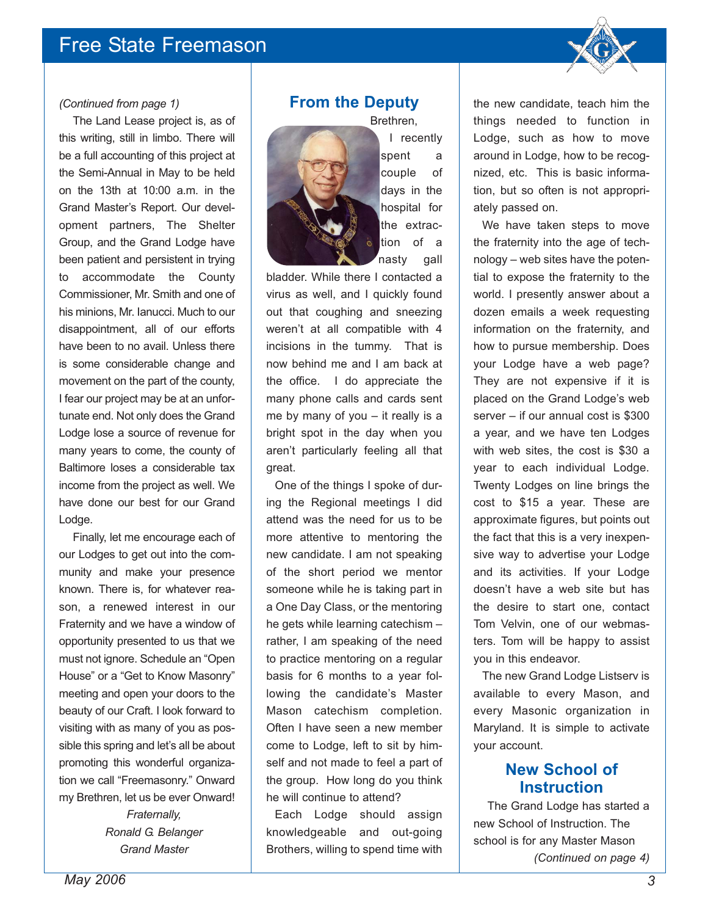*(Continued from page 1)*

The Land Lease project is, as of this writing, still in limbo. There will be a full accounting of this project at the Semi-Annual in May to be held on the 13th at 10:00 a.m. in the Grand Master's Report. Our development partners, The Shelter Group, and the Grand Lodge have been patient and persistent in trying to accommodate the County Commissioner, Mr. Smith and one of his minions, Mr. Ianucci. Much to our disappointment, all of our efforts have been to no avail. Unless there is some considerable change and movement on the part of the county, I fear our project may be at an unfortunate end. Not only does the Grand Lodge lose a source of revenue for many years to come, the county of Baltimore loses a considerable tax income from the project as well. We have done our best for our Grand Lodge.

Finally, let me encourage each of our Lodges to get out into the community and make your presence known. There is, for whatever reason, a renewed interest in our Fraternity and we have a window of opportunity presented to us that we must not ignore. Schedule an "Open House" or a "Get to Know Masonry" meeting and open your doors to the beauty of our Craft. I look forward to visiting with as many of you as possible this spring and let's all be about promoting this wonderful organization we call "Freemasonry." Onward my Brethren, let us be ever Onward!

*Fraternally,*
*Ronald G. Belanger*
*Grand Master*

## From the Deputy

Brethren,

I recently spent a couple of days in the hospital for the extraction of a nasty gall bladder. While there I contacted a virus as well, and I quickly found out that coughing and sneezing weren't at all compatible with 4 incisions in the tummy. That is now behind me and I am back at the office. I do appreciate the many phone calls and cards sent me by many of you – it really is a bright spot in the day when you aren't particularly feeling all that great.

One of the things I spoke of during the Regional meetings I did attend was the need for us to be more attentive to mentoring the new candidate. I am not speaking of the short period we mentor someone while he is taking part in a One Day Class, or the mentoring he gets while learning catechism – rather, I am speaking of the need to practice mentoring on a regular basis for 6 months to a year following the candidate's Master Mason catechism completion. Often I have seen a new member come to Lodge, left to sit by himself and not made to feel a part of the group. How long do you think he will continue to attend?

Each Lodge should assign knowledgeable and out-going Brothers, willing to spend time with the new candidate, teach him the things needed to function in Lodge, such as how to move around in Lodge, how to be recognized, etc. This is basic information, but so often is not appropriately passed on.

We have taken steps to move the fraternity into the age of technology – web sites have the potential to expose the fraternity to the world. I presently answer about a dozen emails a week requesting information on the fraternity, and how to pursue membership. Does your Lodge have a web page? They are not expensive if it is placed on the Grand Lodge's web server – if our annual cost is $300 a year, and we have ten Lodges with web sites, the cost is $30 a year to each individual Lodge. Twenty Lodges on line brings the cost to $15 a year. These are approximate figures, but points out the fact that this is a very inexpensive way to advertise your Lodge and its activities. If your Lodge doesn't have a web site but has the desire to start one, contact Tom Velvin, one of our webmasters. Tom will be happy to assist you in this endeavor.

The new Grand Lodge Listserv is available to every Mason, and every Masonic organization in Maryland. It is simple to activate your account.

## New School of Instruction

The Grand Lodge has started a new School of Instruction. The school is for any Master Mason

*(Continued on page 4)*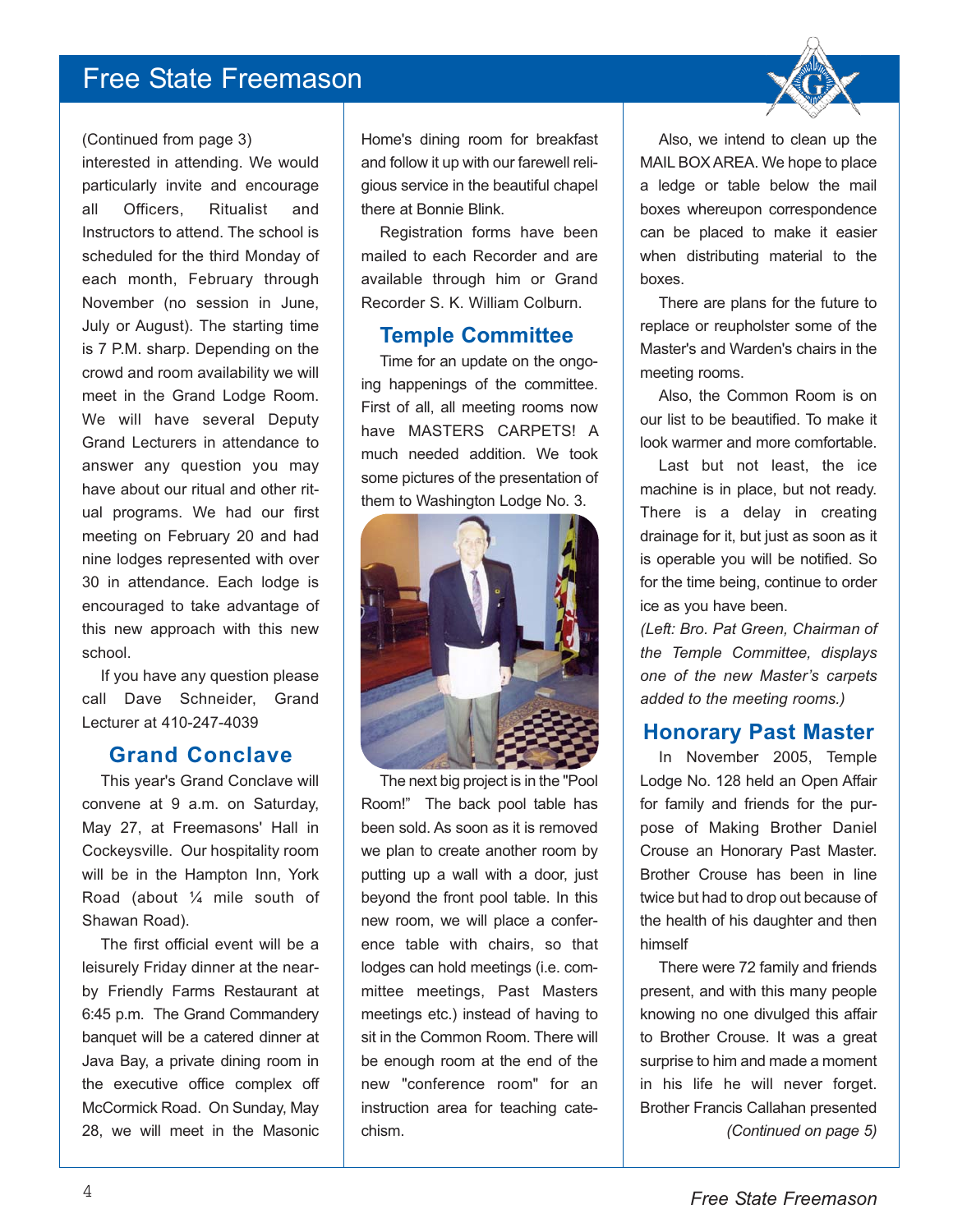(Continued from page 3)

interested in attending. We would particularly invite and encourage all Officers, Ritualist and Instructors to attend. The school is scheduled for the third Monday of each month, February through November (no session in June, July or August). The starting time is 7 P.M. sharp. Depending on the crowd and room availability we will meet in the Grand Lodge Room. We will have several Deputy Grand Lecturers in attendance to answer any question you may have about our ritual and other ritual programs. We had our first meeting on February 20 and had nine lodges represented with over 30 in attendance. Each lodge is encouraged to take advantage of this new approach with this new school.

If you have any question please call Dave Schneider, Grand Lecturer at 410-247-4039

## Grand Conclave

This year's Grand Conclave will convene at 9 a.m. on Saturday, May 27, at Freemasons' Hall in Cockeysville. Our hospitality room will be in the Hampton Inn, York Road (about ¼ mile south of Shawan Road).

The first official event will be a leisurely Friday dinner at the nearby Friendly Farms Restaurant at 6:45 p.m. The Grand Commandery banquet will be a catered dinner at Java Bay, a private dining room in the executive office complex off McCormick Road. On Sunday, May 28, we will meet in the Masonic Home's dining room for breakfast and follow it up with our farewell religious service in the beautiful chapel there at Bonnie Blink.

Registration forms have been mailed to each Recorder and are available through him or Grand Recorder S. K. William Colburn.

## Temple Committee

Time for an update on the ongoing happenings of the committee. First of all, all meeting rooms now have MASTERS CARPETS! A much needed addition. We took some pictures of the presentation of them to Washington Lodge No. 3.

The next big project is in the "Pool Room!" The back pool table has been sold. As soon as it is removed we plan to create another room by putting up a wall with a door, just beyond the front pool table. In this new room, we will place a conference table with chairs, so that lodges can hold meetings (i.e. committee meetings, Past Masters meetings etc.) instead of having to sit in the Common Room. There will be enough room at the end of the new "conference room" for an instruction area for teaching catechism.

Also, we intend to clean up the MAIL BOX AREA. We hope to place a ledge or table below the mail boxes whereupon correspondence can be placed to make it easier when distributing material to the boxes.

There are plans for the future to replace or reupholster some of the Master's and Warden's chairs in the meeting rooms.

Also, the Common Room is on our list to be beautified. To make it look warmer and more comfortable.

Last but not least, the ice machine is in place, but not ready. There is a delay in creating drainage for it, but just as soon as it is operable you will be notified. So for the time being, continue to order ice as you have been.

*(Left: Bro. Pat Green, Chairman of the Temple Committee, displays one of the new Master's carpets added to the meeting rooms.)*

## Honorary Past Master

In November 2005, Temple Lodge No. 128 held an Open Affair for family and friends for the purpose of Making Brother Daniel Crouse an Honorary Past Master. Brother Crouse has been in line twice but had to drop out because of the health of his daughter and then himself

There were 72 family and friends present, and with this many people knowing no one divulged this affair to Brother Crouse. It was a great surprise to him and made a moment in his life he will never forget. Brother Francis Callahan presented

*(Continued on page 5)*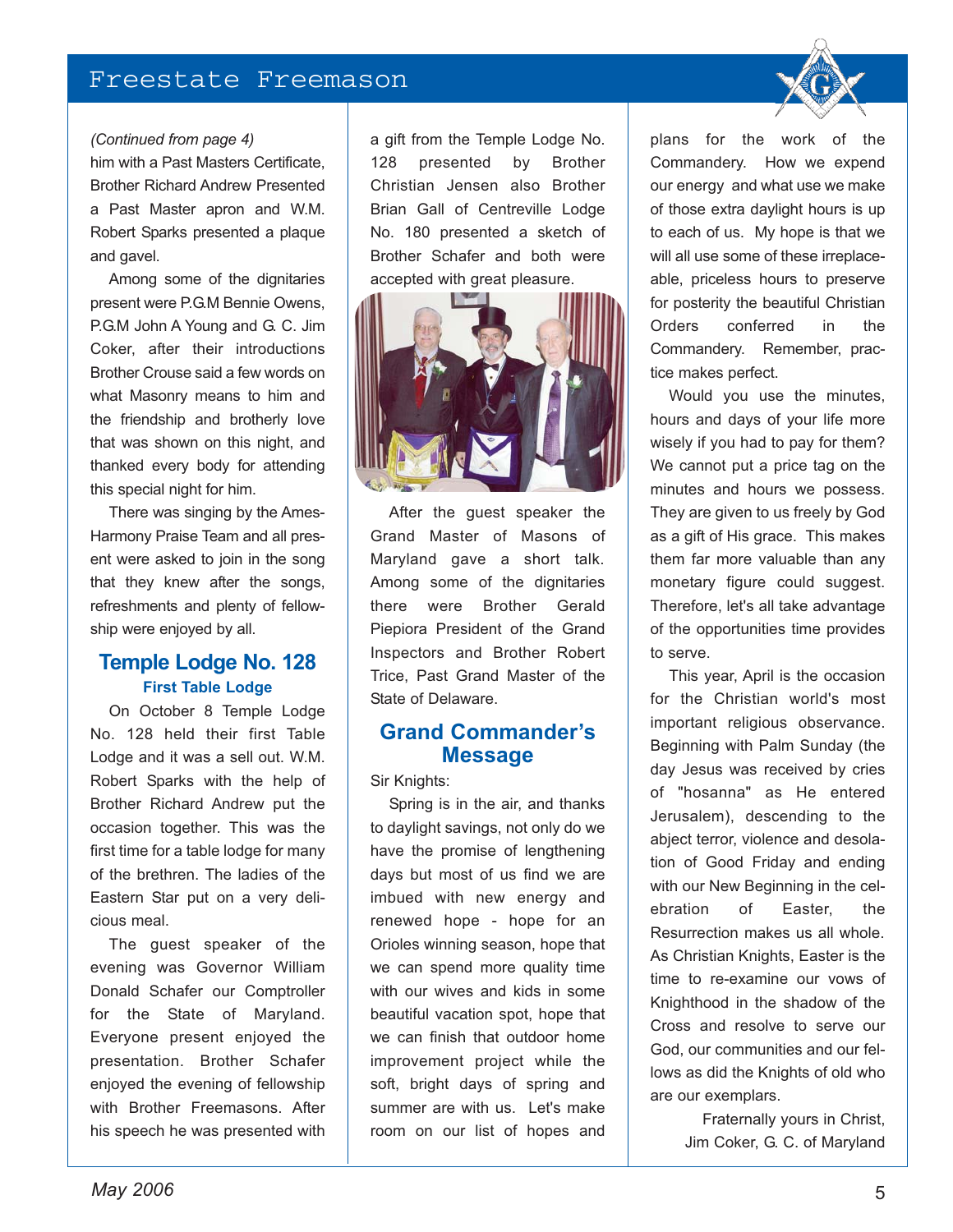*(Continued from page 4)*
him with a Past Masters Certificate, Brother Richard Andrew Presented a Past Master apron and W.M. Robert Sparks presented a plaque and gavel.

Among some of the dignitaries present were P.G.M Bennie Owens, P.G.M John A Young and G. C. Jim Coker, after their introductions Brother Crouse said a few words on what Masonry means to him and the friendship and brotherly love that was shown on this night, and thanked every body for attending this special night for him.

There was singing by the Ames-Harmony Praise Team and all present were asked to join in the song that they knew after the songs, refreshments and plenty of fellowship were enjoyed by all.

## Temple Lodge No. 128

### First Table Lodge

On October 8 Temple Lodge No. 128 held their first Table Lodge and it was a sell out. W.M. Robert Sparks with the help of Brother Richard Andrew put the occasion together. This was the first time for a table lodge for many of the brethren. The ladies of the Eastern Star put on a very delicious meal.

The guest speaker of the evening was Governor William Donald Schafer our Comptroller for the State of Maryland. Everyone present enjoyed the presentation. Brother Schafer enjoyed the evening of fellowship with Brother Freemasons. After his speech he was presented with a gift from the Temple Lodge No. 128 presented by Brother Christian Jensen also Brother Brian Gall of Centreville Lodge No. 180 presented a sketch of Brother Schafer and both were accepted with great pleasure.

After the guest speaker the Grand Master of Masons of Maryland gave a short talk. Among some of the dignitaries there were Brother Gerald Piepiora President of the Grand Inspectors and Brother Robert Trice, Past Grand Master of the State of Delaware.

## Grand Commander's Message

Sir Knights:

Spring is in the air, and thanks to daylight savings, not only do we have the promise of lengthening days but most of us find we are imbued with new energy and renewed hope - hope for an Orioles winning season, hope that we can spend more quality time with our wives and kids in some beautiful vacation spot, hope that we can finish that outdoor home improvement project while the soft, bright days of spring and summer are with us. Let's make room on our list of hopes and plans for the work of the Commandery. How we expend our energy and what use we make of those extra daylight hours is up to each of us. My hope is that we will all use some of these irreplaceable, priceless hours to preserve for posterity the beautiful Christian Orders conferred in the Commandery. Remember, practice makes perfect.

Would you use the minutes, hours and days of your life more wisely if you had to pay for them? We cannot put a price tag on the minutes and hours we possess. They are given to us freely by God as a gift of His grace. This makes them far more valuable than any monetary figure could suggest. Therefore, let's all take advantage of the opportunities time provides to serve.

This year, April is the occasion for the Christian world's most important religious observance. Beginning with Palm Sunday (the day Jesus was received by cries of "hosanna" as He entered Jerusalem), descending to the abject terror, violence and desolation of Good Friday and ending with our New Beginning in the celebration of Easter, the Resurrection makes us all whole. As Christian Knights, Easter is the time to re-examine our vows of Knighthood in the shadow of the Cross and resolve to serve our God, our communities and our fellows as did the Knights of old who are our exemplars.

Fraternally yours in Christ,
Jim Coker, G. C. of Maryland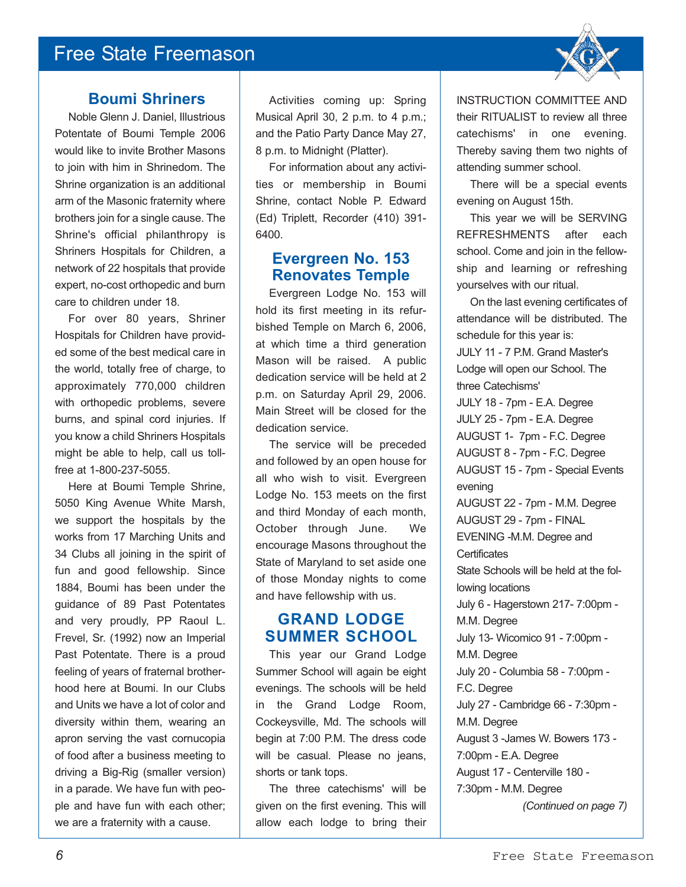## Boumi Shriners

Noble Glenn J. Daniel, Illustrious Potentate of Boumi Temple 2006 would like to invite Brother Masons to join with him in Shrinedom. The Shrine organization is an additional arm of the Masonic fraternity where brothers join for a single cause. The Shrine's official philanthropy is Shriners Hospitals for Children, a network of 22 hospitals that provide expert, no-cost orthopedic and burn care to children under 18.

For over 80 years, Shriner Hospitals for Children have provided some of the best medical care in the world, totally free of charge, to approximately 770,000 children with orthopedic problems, severe burns, and spinal cord injuries. If you know a child Shriners Hospitals might be able to help, call us toll-free at 1-800-237-5055.

Here at Boumi Temple Shrine, 5050 King Avenue White Marsh, we support the hospitals by the works from 17 Marching Units and 34 Clubs all joining in the spirit of fun and good fellowship. Since 1884, Boumi has been under the guidance of 89 Past Potentates and very proudly, PP Raoul L. Frevel, Sr. (1992) now an Imperial Past Potentate. There is a proud feeling of years of fraternal brotherhood here at Boumi. In our Clubs and Units we have a lot of color and diversity within them, wearing an apron serving the vast cornucopia of food after a business meeting to driving a Big-Rig (smaller version) in a parade. We have fun with people and have fun with each other; we are a fraternity with a cause.

Activities coming up: Spring Musical April 30, 2 p.m. to 4 p.m.; and the Patio Party Dance May 27, 8 p.m. to Midnight (Platter).

For information about any activities or membership in Boumi Shrine, contact Noble P. Edward (Ed) Triplett, Recorder (410) 391-6400.

## Evergreen No. 153 Renovates Temple

Evergreen Lodge No. 153 will hold its first meeting in its refurbished Temple on March 6, 2006, at which time a third generation Mason will be raised. A public dedication service will be held at 2 p.m. on Saturday April 29, 2006. Main Street will be closed for the dedication service.

The service will be preceded and followed by an open house for all who wish to visit. Evergreen Lodge No. 153 meets on the first and third Monday of each month, October through June. We encourage Masons throughout the State of Maryland to set aside one of those Monday nights to come and have fellowship with us.

## GRAND LODGE SUMMER SCHOOL

This year our Grand Lodge Summer School will again be eight evenings. The schools will be held in the Grand Lodge Room, Cockeysville, Md. The schools will begin at 7:00 P.M. The dress code will be casual. Please no jeans, shorts or tank tops.

The three catechisms' will be given on the first evening. This will allow each lodge to bring their INSTRUCTION COMMITTEE AND their RITUALIST to review all three catechisms' in one evening. Thereby saving them two nights of attending summer school.

There will be a special events evening on August 15th.

This year we will be SERVING REFRESHMENTS after each school. Come and join in the fellowship and learning or refreshing yourselves with our ritual.

On the last evening certificates of attendance will be distributed. The schedule for this year is:

JULY 11 - 7 P.M. Grand Master's Lodge will open our School. The three Catechisms'
JULY 18 - 7pm - E.A. Degree
JULY 25 - 7pm - E.A. Degree
AUGUST 1- 7pm - F.C. Degree
AUGUST 8 - 7pm - F.C. Degree
AUGUST 15 - 7pm - Special Events evening
AUGUST 22 - 7pm - M.M. Degree
AUGUST 29 - 7pm - FINAL EVENING -M.M. Degree and Certificates

State Schools will be held at the following locations
July 6 - Hagerstown 217- 7:00pm - M.M. Degree
July 13- Wicomico 91 - 7:00pm - M.M. Degree
July 20 - Columbia 58 - 7:00pm - F.C. Degree
July 27 - Cambridge 66 - 7:30pm - M.M. Degree
August 3 -James W. Bowers 173 - 7:00pm - E.A. Degree
August 17 - Centerville 180 - 7:30pm - M.M. Degree

*(Continued on page 7)*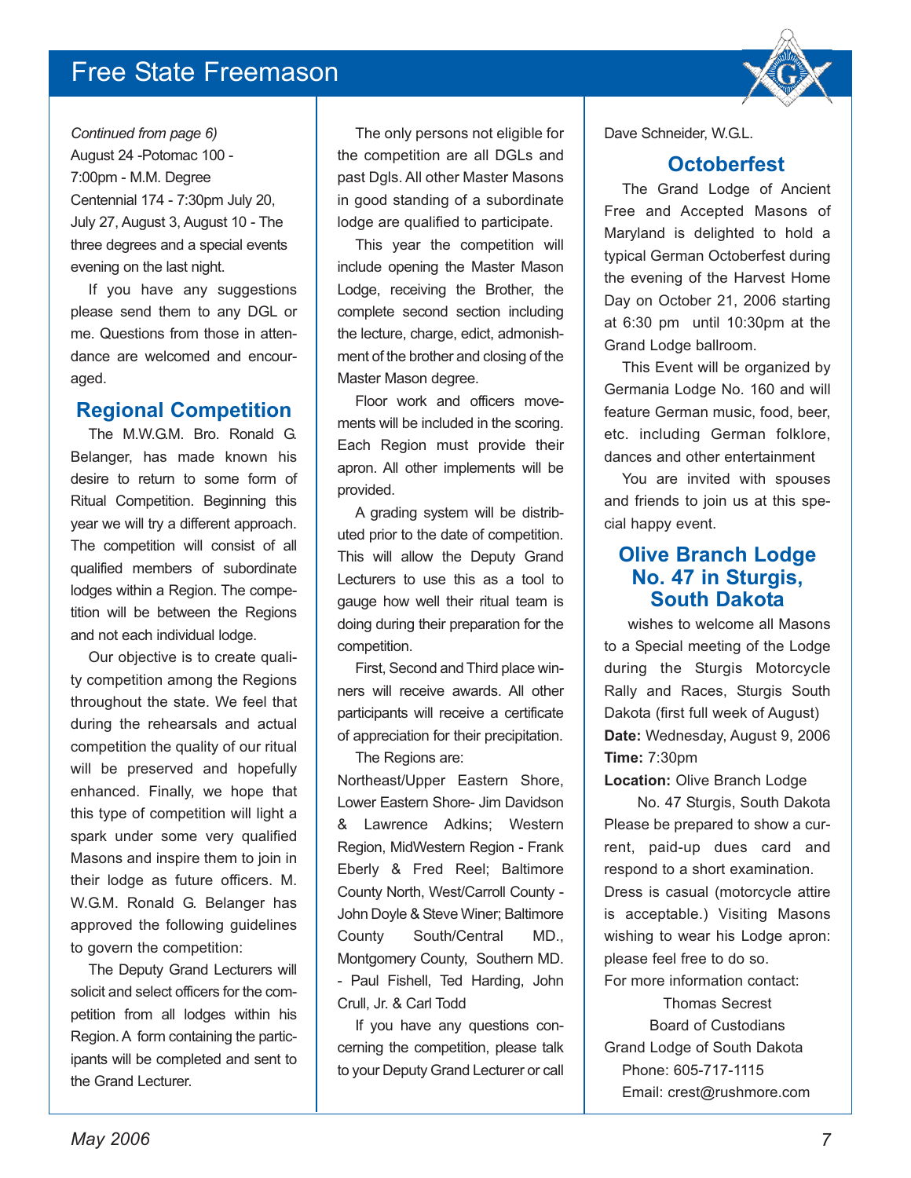*Continued from page 6)*
August 24 -Potomac 100 - 7:00pm - M.M. Degree
Centennial 174 - 7:30pm July 20, July 27, August 3, August 10 - The three degrees and a special events evening on the last night.

If you have any suggestions please send them to any DGL or me. Questions from those in attendance are welcomed and encouraged.

## Regional Competition

The M.W.G.M. Bro. Ronald G. Belanger, has made known his desire to return to some form of Ritual Competition. Beginning this year we will try a different approach. The competition will consist of all qualified members of subordinate lodges within a Region. The competition will be between the Regions and not each individual lodge.

Our objective is to create quality competition among the Regions throughout the state. We feel that during the rehearsals and actual competition the quality of our ritual will be preserved and hopefully enhanced. Finally, we hope that this type of competition will light a spark under some very qualified Masons and inspire them to join in their lodge as future officers. M. W.G.M. Ronald G. Belanger has approved the following guidelines to govern the competition:

The Deputy Grand Lecturers will solicit and select officers for the competition from all lodges within his Region. A form containing the participants will be completed and sent to the Grand Lecturer.

The only persons not eligible for the competition are all DGLs and past Dgls. All other Master Masons in good standing of a subordinate lodge are qualified to participate.

This year the competition will include opening the Master Mason Lodge, receiving the Brother, the complete second section including the lecture, charge, edict, admonishment of the brother and closing of the Master Mason degree.

Floor work and officers movements will be included in the scoring. Each Region must provide their apron. All other implements will be provided.

A grading system will be distributed prior to the date of competition. This will allow the Deputy Grand Lecturers to use this as a tool to gauge how well their ritual team is doing during their preparation for the competition.

First, Second and Third place winners will receive awards. All other participants will receive a certificate of appreciation for their precipitation.

The Regions are:
Northeast/Upper Eastern Shore, Lower Eastern Shore- Jim Davidson & Lawrence Adkins; Western Region, MidWestern Region - Frank Eberly & Fred Reel; Baltimore County North, West/Carroll County - John Doyle & Steve Winer; Baltimore County South/Central MD., Montgomery County, Southern MD. - Paul Fishell, Ted Harding, John Crull, Jr. & Carl Todd

If you have any questions concerning the competition, please talk to your Deputy Grand Lecturer or call Dave Schneider, W.G.L.

## Octoberfest

The Grand Lodge of Ancient Free and Accepted Masons of Maryland is delighted to hold a typical German Octoberfest during the evening of the Harvest Home Day on October 21, 2006 starting at 6:30 pm until 10:30pm at the Grand Lodge ballroom.

This Event will be organized by Germania Lodge No. 160 and will feature German music, food, beer, etc. including German folklore, dances and other entertainment

You are invited with spouses and friends to join us at this special happy event.

## Olive Branch Lodge No. 47 in Sturgis, South Dakota

wishes to welcome all Masons to a Special meeting of the Lodge during the Sturgis Motorcycle Rally and Races, Sturgis South Dakota (first full week of August)

**Date:** Wednesday, August 9, 2006
**Time:** 7:30pm
**Location:** Olive Branch Lodge No. 47 Sturgis, South Dakota

Please be prepared to show a current, paid-up dues card and respond to a short examination. Dress is casual (motorcycle attire is acceptable.) Visiting Masons wishing to wear his Lodge apron: please feel free to do so.

For more information contact:
Thomas Secrest
Board of Custodians
Grand Lodge of South Dakota
Phone: 605-717-1115
Email: crest@rushmore.com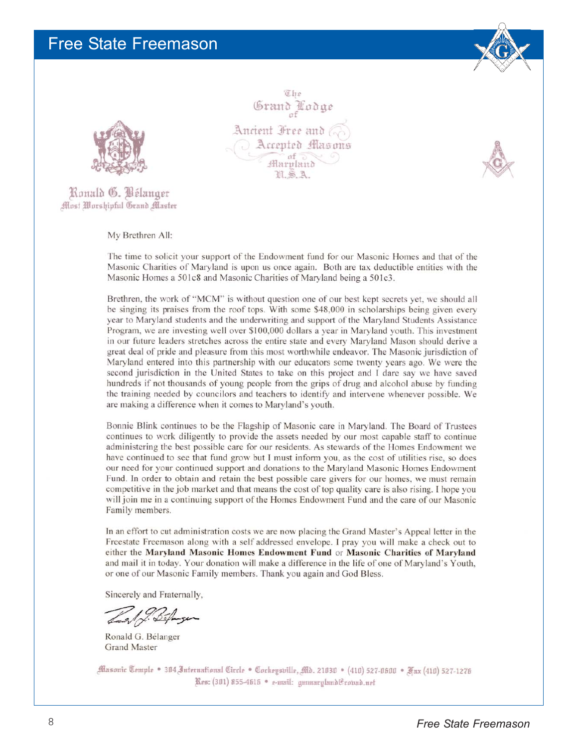The Grand Lodge of Ancient Free and Accepted Masons of Maryland U.S.A.

Ronald G. Bélanger
Most Worshipful Grand Master

My Brethren All:

The time to solicit your support of the Endowment fund for our Masonic Homes and that of the Masonic Charities of Maryland is upon us once again. Both are tax deductible entities with the Masonic Homes a 501c8 and Masonic Charities of Maryland being a 501c3.

Brethren, the work of "MCM" is without question one of our best kept secrets yet, we should all be singing its praises from the roof tops. With some $48,000 in scholarships being given every year to Maryland students and the underwriting and support of the Maryland Students Assistance Program, we are investing well over $100,000 dollars a year in Maryland youth. This investment in our future leaders stretches across the entire state and every Maryland Mason should derive a great deal of pride and pleasure from this most worthwhile endeavor. The Masonic jurisdiction of Maryland entered into this partnership with our educators some twenty years ago. We were the second jurisdiction in the United States to take on this project and I dare say we have saved hundreds if not thousands of young people from the grips of drug and alcohol abuse by funding the training needed by councilors and teachers to identify and intervene whenever possible. We are making a difference when it comes to Maryland's youth.

Bonnie Blink continues to be the Flagship of Masonic care in Maryland. The Board of Trustees continues to work diligently to provide the assets needed by our most capable staff to continue administering the best possible care for our residents. As stewards of the Homes Endowment we have continued to see that fund grow but I must inform you, as the cost of utilities rise, so does our need for your continued support and donations to the Maryland Masonic Homes Endowment Fund. In order to obtain and retain the best possible care givers for our homes, we must remain competitive in the job market and that means the cost of top quality care is also rising. I hope you will join me in a continuing support of the Homes Endowment Fund and the care of our Masonic Family members.

In an effort to cut administration costs we are now placing the Grand Master's Appeal letter in the Freestate Freemason along with a self addressed envelope. I pray you will make a check out to either the **Maryland Masonic Homes Endowment Fund** or **Masonic Charities of Maryland** and mail it in today. Your donation will make a difference in the life of one of Maryland's Youth, or one of our Masonic Family members. Thank you again and God Bless.

Sincerely and Fraternally,

Ronald G. Bélanger
Grand Master

Masonic Temple • 304 International Circle • Cockeysville, Md. 21030 • (410) 527-0600 • Fax (410) 527-1276
Res: (301) 855-4616 • e-mail: gmmaryland@erols.net